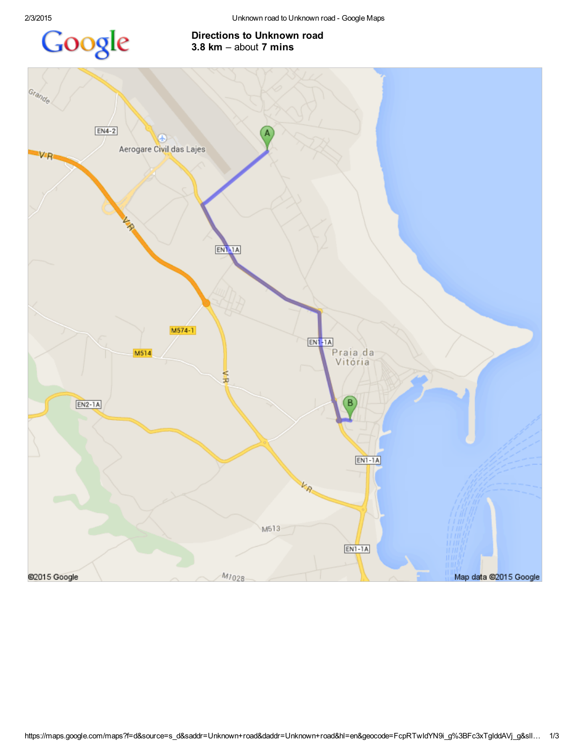# Directions to Unknown road

**3.8 km** – about **7 mins**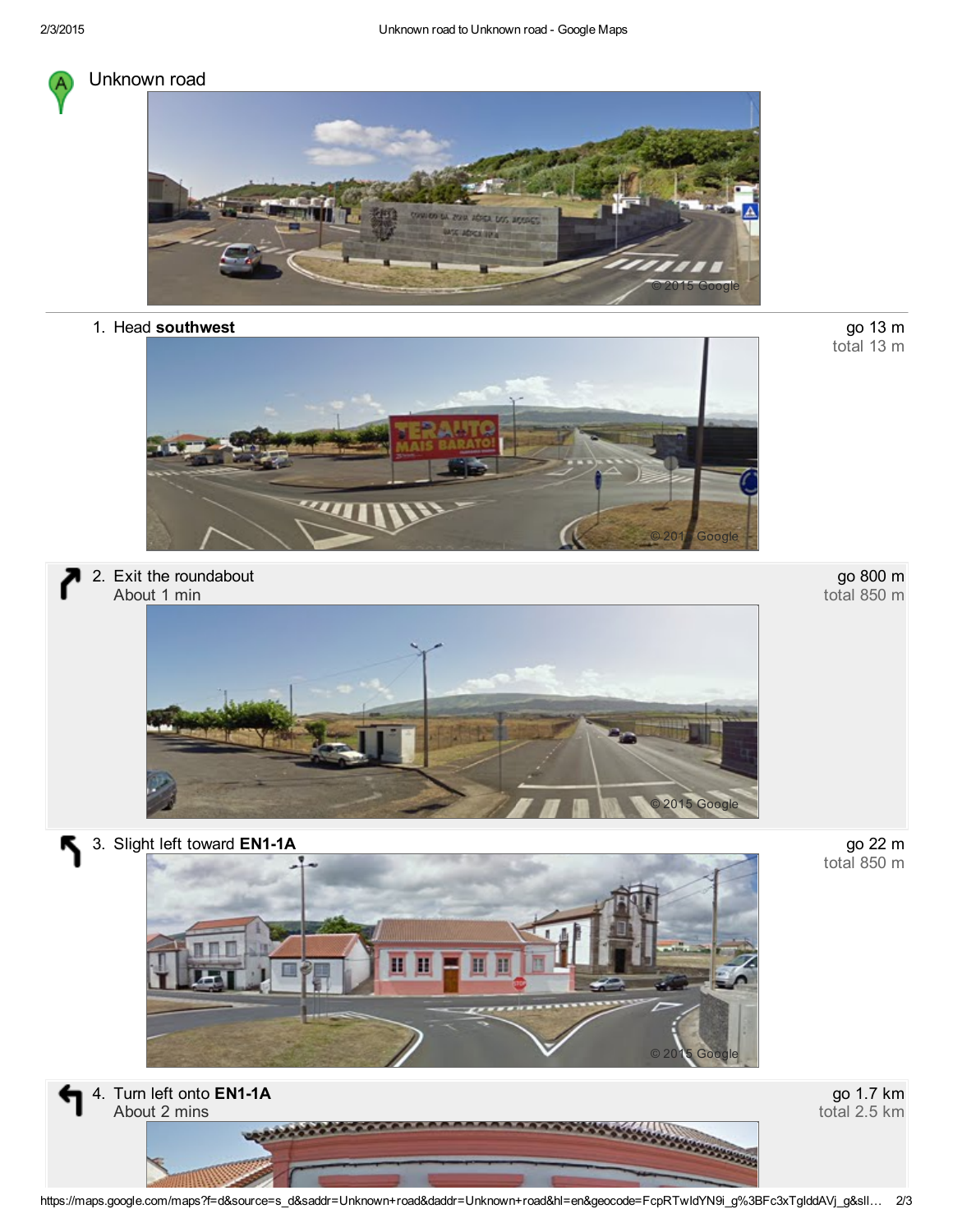# Unknown road

1. Head **southwest**

go 13 m
total 13 m

2. Exit the roundabout
About 1 min

go 800 m
total 850 m

3. Slight left toward **EN1-1A**

go 22 m
total 850 m

4. Turn left onto **EN1-1A**
About 2 mins

go 1.7 km
total 2.5 km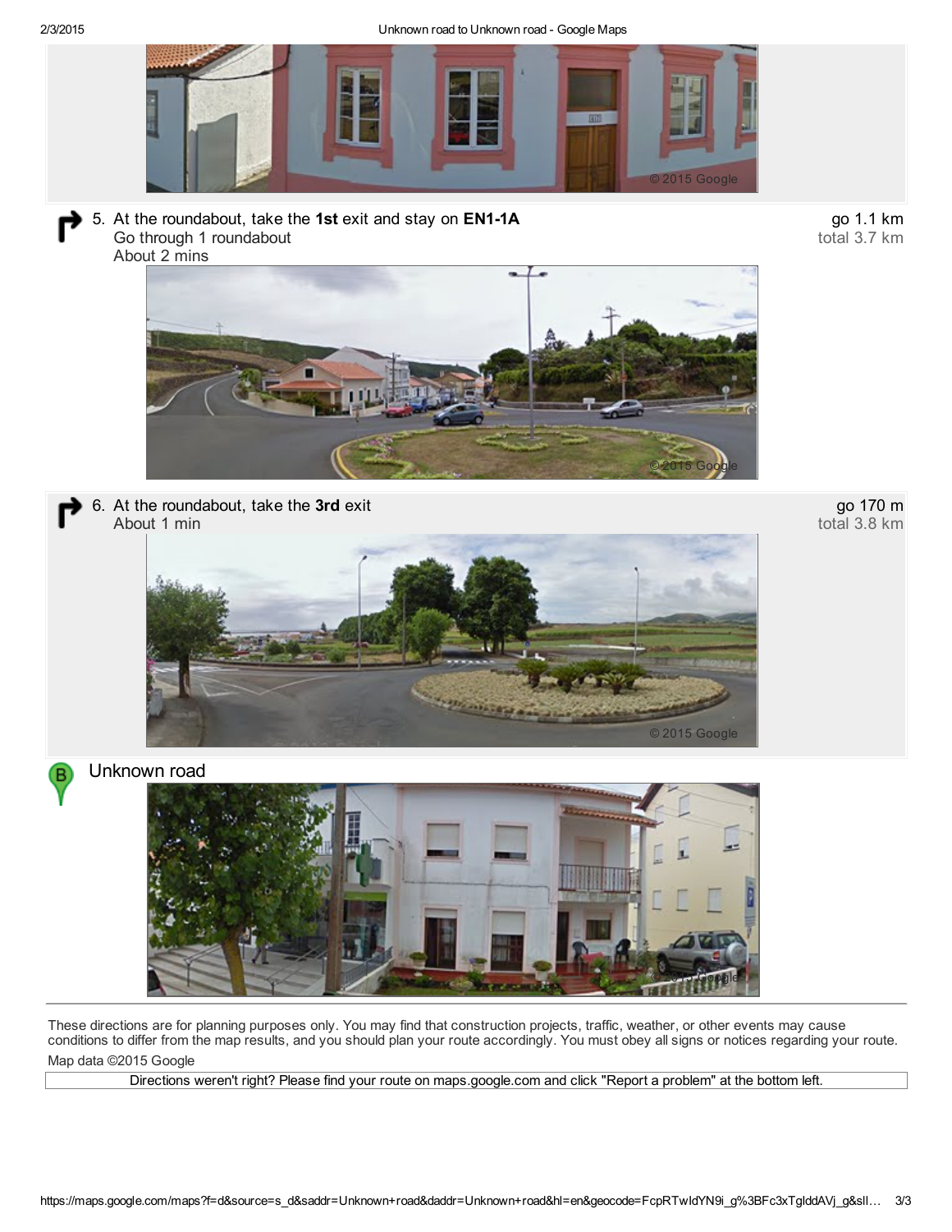5. At the roundabout, take the **1st** exit and stay on **EN1-1A**
   Go through 1 roundabout
   About 2 mins

   go 1.1 km
   total 3.7 km

6. At the roundabout, take the **3rd** exit
   About 1 min

   go 170 m
   total 3.8 km

**B** Unknown road

These directions are for planning purposes only. You may find that construction projects, traffic, weather, or other events may cause conditions to differ from the map results, and you should plan your route accordingly. You must obey all signs or notices regarding your route.

Map data ©2015 Google

Directions weren't right? Please find your route on maps.google.com and click "Report a problem" at the bottom left.